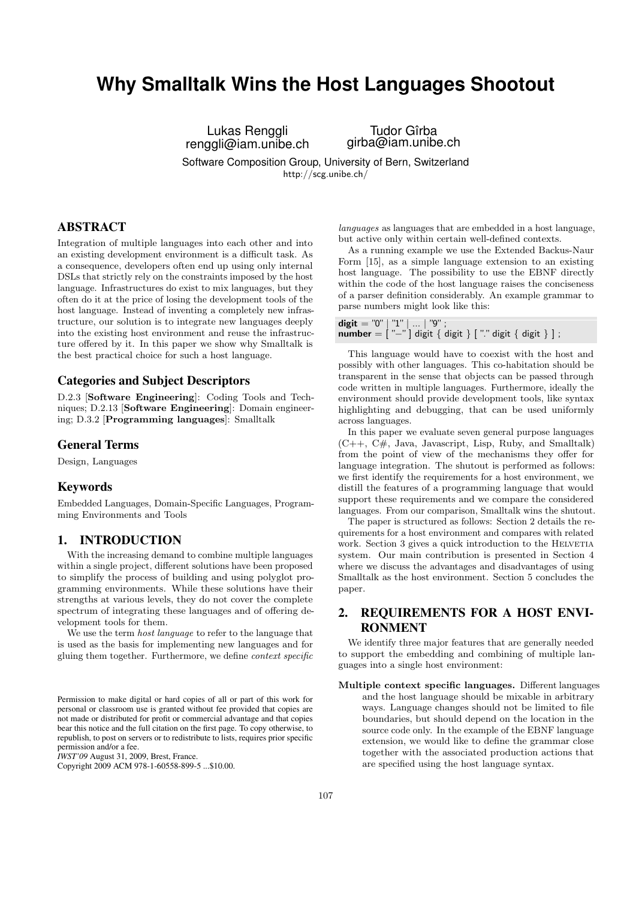# Why Smalltalk Wins the Host Languages Shootout

Lukas Renggli
renggli@iam.unibe.ch

Tudor Gîrba
girba@iam.unibe.ch

Software Composition Group, University of Bern, Switzerland
http://scg.unibe.ch/

## ABSTRACT

Integration of multiple languages into each other and into an existing development environment is a difficult task. As a consequence, developers often end up using only internal DSLs that strictly rely on the constraints imposed by the host language. Infrastructures do exist to mix languages, but they often do it at the price of losing the development tools of the host language. Instead of inventing a completely new infrastructure, our solution is to integrate new languages deeply into the existing host environment and reuse the infrastructure offered by it. In this paper we show why Smalltalk is the best practical choice for such a host language.

### Categories and Subject Descriptors

D.2.3 [**Software Engineering**]: Coding Tools and Techniques; D.2.13 [**Software Engineering**]: Domain engineering; D.3.2 [**Programming languages**]: Smalltalk

### General Terms

Design, Languages

### Keywords

Embedded Languages, Domain-Specific Languages, Programming Environments and Tools

## 1. INTRODUCTION

With the increasing demand to combine multiple languages within a single project, different solutions have been proposed to simplify the process of building and using polyglot programming environments. While these solutions have their strengths at various levels, they do not cover the complete spectrum of integrating these languages and of offering development tools for them.

We use the term *host language* to refer to the language that is used as the basis for implementing new languages and for gluing them together. Furthermore, we define *context specific languages* as languages that are embedded in a host language, but active only within certain well-defined contexts.

As a running example we use the Extended Backus-Naur Form [15], as a simple language extension to an existing host language. The possibility to use the EBNF directly within the code of the host language raises the conciseness of a parser definition considerably. An example grammar to parse numbers might look like this:

```
digit = "0" | "1" | ... | "9" ;
number = [ "−" ] digit { digit } [ "." digit { digit } ] ;
```

This language would have to coexist with the host and possibly with other languages. This co-habitation should be transparent in the sense that objects can be passed through code written in multiple languages. Furthermore, ideally the environment should provide development tools, like syntax highlighting and debugging, that can be used uniformly across languages.

In this paper we evaluate seven general purpose languages (C++, C#, Java, Javascript, Lisp, Ruby, and Smalltalk) from the point of view of the mechanisms they offer for language integration. The shutout is performed as follows: we first identify the requirements for a host environment, we distill the features of a programming language that would support these requirements and we compare the considered languages. From our comparison, Smalltalk wins the shutout.

The paper is structured as follows: Section 2 details the requirements for a host environment and compares with related work. Section 3 gives a quick introduction to the Helvetia system. Our main contribution is presented in Section 4 where we discuss the advantages and disadvantages of using Smalltalk as the host environment. Section 5 concludes the paper.

## 2. REQUIREMENTS FOR A HOST ENVIRONMENT

We identify three major features that are generally needed to support the embedding and combining of multiple languages into a single host environment:

**Multiple context specific languages.** Different languages and the host language should be mixable in arbitrary ways. Language changes should not be limited to file boundaries, but should depend on the location in the source code only. In the example of the EBNF language extension, we would like to define the grammar close together with the associated production actions that are specified using the host language syntax.

Permission to make digital or hard copies of all or part of this work for personal or classroom use is granted without fee provided that copies are not made or distributed for profit or commercial advantage and that copies bear this notice and the full citation on the first page. To copy otherwise, to republish, to post on servers or to redistribute to lists, requires prior specific permission and/or a fee.
*IWST'09* August 31, 2009, Brest, France.
Copyright 2009 ACM 978-1-60558-899-5 ...$10.00.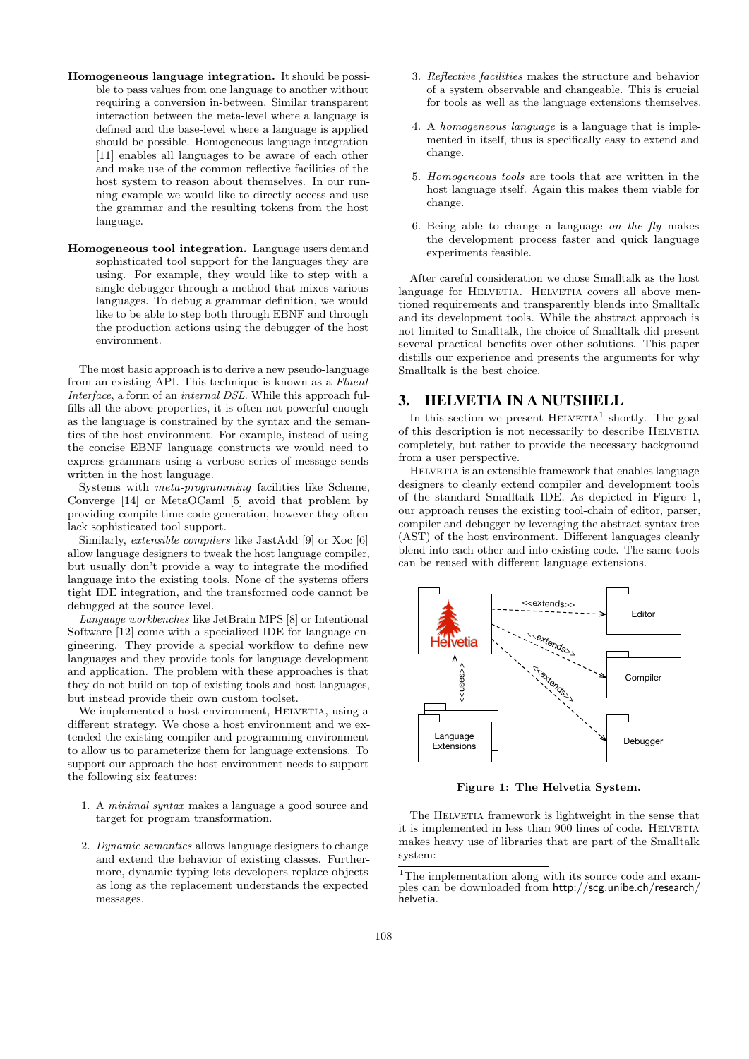**Homogeneous language integration.** It should be possible to pass values from one language to another without requiring a conversion in-between. Similar transparent interaction between the meta-level where a language is defined and the base-level where a language is applied should be possible. Homogeneous language integration [11] enables all languages to be aware of each other and make use of the common reflective facilities of the host system to reason about themselves. In our running example we would like to directly access and use the grammar and the resulting tokens from the host language.

**Homogeneous tool integration.** Language users demand sophisticated tool support for the languages they are using. For example, they would like to step with a single debugger through a method that mixes various languages. To debug a grammar definition, we would like to be able to step both through EBNF and through the production actions using the debugger of the host environment.

The most basic approach is to derive a new pseudo-language from an existing API. This technique is known as a *Fluent Interface*, a form of an *internal DSL*. While this approach fulfills all the above properties, it is often not powerful enough as the language is constrained by the syntax and the semantics of the host environment. For example, instead of using the concise EBNF language constructs we would need to express grammars using a verbose series of message sends written in the host language.

Systems with *meta-programming* facilities like Scheme, Converge [14] or MetaOCaml [5] avoid that problem by providing compile time code generation, however they often lack sophisticated tool support.

Similarly, *extensible compilers* like JastAdd [9] or Xoc [6] allow language designers to tweak the host language compiler, but usually don't provide a way to integrate the modified language into the existing tools. None of the systems offers tight IDE integration, and the transformed code cannot be debugged at the source level.

*Language workbenches* like JetBrain MPS [8] or Intentional Software [12] come with a specialized IDE for language engineering. They provide a special workflow to define new languages and they provide tools for language development and application. The problem with these approaches is that they do not build on top of existing tools and host languages, but instead provide their own custom toolset.

We implemented a host environment, HELVETIA, using a different strategy. We chose a host environment and we extended the existing compiler and programming environment to allow us to parameterize them for language extensions. To support our approach the host environment needs to support the following six features:

1. A *minimal syntax* makes a language a good source and target for program transformation.

2. *Dynamic semantics* allows language designers to change and extend the behavior of existing classes. Furthermore, dynamic typing lets developers replace objects as long as the replacement understands the expected messages.

3. *Reflective facilities* makes the structure and behavior of a system observable and changeable. This is crucial for tools as well as the language extensions themselves.

4. A *homogeneous language* is a language that is implemented in itself, thus is specifically easy to extend and change.

5. *Homogeneous tools* are tools that are written in the host language itself. Again this makes them viable for change.

6. Being able to change a language *on the fly* makes the development process faster and quick language experiments feasible.

After careful consideration we chose Smalltalk as the host language for HELVETIA. HELVETIA covers all above mentioned requirements and transparently blends into Smalltalk and its development tools. While the abstract approach is not limited to Smalltalk, the choice of Smalltalk did present several practical benefits over other solutions. This paper distills our experience and presents the arguments for why Smalltalk is the best choice.

## 3. HELVETIA IN A NUTSHELL

In this section we present HELVETIA[1] shortly. The goal of this description is not necessarily to describe HELVETIA completely, but rather to provide the necessary background from a user perspective.

HELVETIA is an extensible framework that enables language designers to cleanly extend compiler and development tools of the standard Smalltalk IDE. As depicted in Figure 1, our approach reuses the existing tool-chain of editor, parser, compiler and debugger by leveraging the abstract syntax tree (AST) of the host environment. Different languages cleanly blend into each other and into existing code. The same tools can be reused with different language extensions.

**Figure 1: The Helvetia System.**

The HELVETIA framework is lightweight in the sense that it is implemented in less than 900 lines of code. HELVETIA makes heavy use of libraries that are part of the Smalltalk system:

[1] The implementation along with its source code and examples can be downloaded from http://scg.unibe.ch/research/helvetia.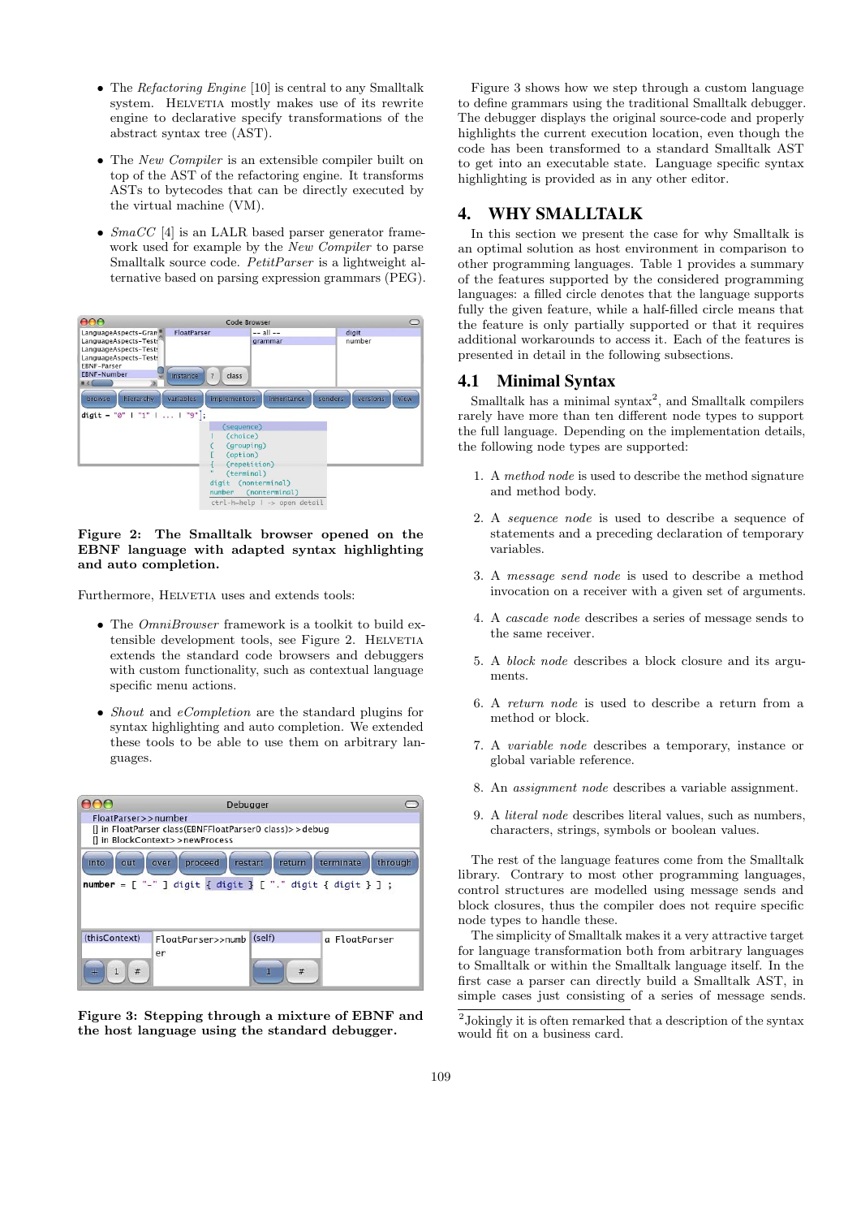- The *Refactoring Engine* [10] is central to any Smalltalk system. Helvetia mostly makes use of its rewrite engine to declaratively specify transformations of the abstract syntax tree (AST).

- The *New Compiler* is an extensible compiler built on top of the AST of the refactoring engine. It transforms ASTs to bytecodes that can be directly executed by the virtual machine (VM).

- *SmaCC* [4] is an LALR based parser generator framework used for example by the *New Compiler* to parse Smalltalk source code. *PetitParser* is a lightweight alternative based on parsing expression grammars (PEG).

**Figure 2: The Smalltalk browser opened on the EBNF language with adapted syntax highlighting and auto completion.**

Furthermore, Helvetia uses and extends tools:

- The *OmniBrowser* framework is a toolkit to build extensible development tools, see Figure 2. Helvetia extends the standard code browsers and debuggers with custom functionality, such as contextual language specific menu actions.

- *Shout* and *eCompletion* are the standard plugins for syntax highlighting and auto completion. We extended these tools to be able to use them on arbitrary languages.

**Figure 3: Stepping through a mixture of EBNF and the host language using the standard debugger.**

Figure 3 shows how we step through a custom language to define grammars using the traditional Smalltalk debugger. The debugger displays the original source-code and properly highlights the current execution location, even though the code has been transformed to a standard Smalltalk AST to get into an executable state. Language specific syntax highlighting is provided as in any other editor.

## 4. WHY SMALLTALK

In this section we present the case for why Smalltalk is an optimal solution as host environment in comparison to other programming languages. Table 1 provides a summary of the features supported by the considered programming languages: a filled circle denotes that the language supports fully the given feature, while a half-filled circle means that the feature is only partially supported or that it requires additional workarounds to access it. Each of the features is presented in detail in the following subsections.

### 4.1 Minimal Syntax

Smalltalk has a minimal syntax[2], and Smalltalk compilers rarely have more than ten different node types to support the full language. Depending on the implementation details, the following node types are supported:

1. A *method node* is used to describe the method signature and method body.
2. A *sequence node* is used to describe a sequence of statements and a preceding declaration of temporary variables.
3. A *message send node* is used to describe a method invocation on a receiver with a given set of arguments.
4. A *cascade node* describes a series of message sends to the same receiver.
5. A *block node* describes a block closure and its arguments.
6. A *return node* is used to describe a return from a method or block.
7. A *variable node* describes a temporary, instance or global variable reference.
8. An *assignment node* describes a variable assignment.
9. A *literal node* describes literal values, such as numbers, characters, strings, symbols or boolean values.

The rest of the language features come from the Smalltalk library. Contrary to most other programming languages, control structures are modelled using message sends and block closures, thus the compiler does not require specific node types to handle these.

The simplicity of Smalltalk makes it a very attractive target for language transformation both from arbitrary languages to Smalltalk or within the Smalltalk language itself. In the first case a parser can directly build a Smalltalk AST, in simple cases just consisting of a series of message sends.

[2] Jokingly it is often remarked that a description of the syntax would fit on a business card.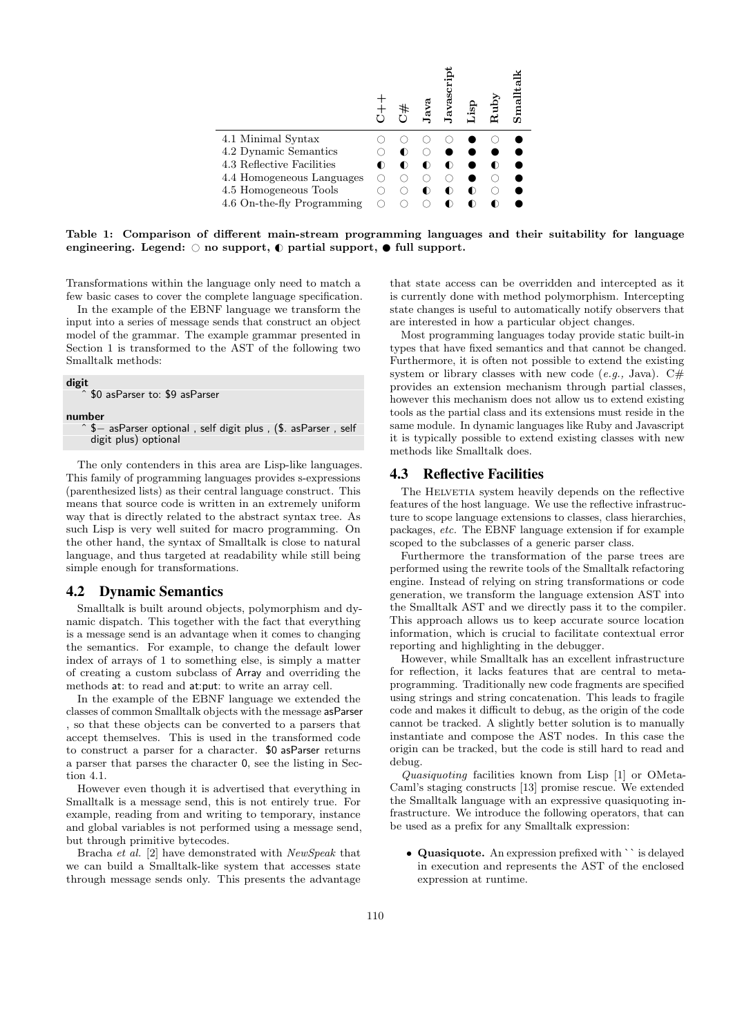|  | C++ | C# | Java | Javascript | Lisp | Ruby | Smalltalk |
|---|---|---|---|---|---|---|---|
| 4.1 Minimal Syntax | ○ | ○ | ○ | ○ | ● | ○ | ● |
| 4.2 Dynamic Semantics | ○ | ◐ | ○ | ● | ● | ● | ● |
| 4.3 Reflective Facilities | ◐ | ◐ | ◐ | ◐ | ● | ◐ | ● |
| 4.4 Homogeneous Languages | ○ | ○ | ○ | ○ | ● | ○ | ● |
| 4.5 Homogeneous Tools | ○ | ○ | ◐ | ◐ | ◐ | ○ | ● |
| 4.6 On-the-fly Programming | ○ | ○ | ○ | ◐ | ◐ | ◐ | ● |

**Table 1: Comparison of different main-stream programming languages and their suitability for language engineering. Legend: ○ no support, ◐ partial support, ● full support.**

Transformations within the language only need to match a few basic cases to cover the complete language specification.

In the example of the EBNF language we transform the input into a series of message sends that construct an object model of the grammar. The example grammar presented in Section 1 is transformed to the AST of the following two Smalltalk methods:

```
digit
    ^ $0 asParser to: $9 asParser

number
    ^ $− asParser optional , self digit plus , ($. asParser , self
      digit plus) optional
```

The only contenders in this area are Lisp-like languages. This family of programming languages provides s-expressions (parenthesized lists) as their central language construct. This means that source code is written in an extremely uniform way that is directly related to the abstract syntax tree. As such Lisp is very well suited for macro programming. On the other hand, the syntax of Smalltalk is close to natural language, and thus targeted at readability while still being simple enough for transformations.

## 4.2 Dynamic Semantics

Smalltalk is built around objects, polymorphism and dynamic dispatch. This together with the fact that everything is a message send is an advantage when it comes to changing the semantics. For example, to change the default lower index of arrays of 1 to something else, is simply a matter of creating a custom subclass of Array and overriding the methods at: to read and at:put: to write an array cell.

In the example of the EBNF language we extended the classes of common Smalltalk objects with the message asParser , so that these objects can be converted to a parsers that accept themselves. This is used in the transformed code to construct a parser for a character. $0 asParser returns a parser that parses the character 0, see the listing in Section 4.1.

However even though it is advertised that everything in Smalltalk is a message send, this is not entirely true. For example, reading from and writing to temporary, instance and global variables is not performed using a message send, but through primitive bytecodes.

Bracha *et al.* [2] have demonstrated with *NewSpeak* that we can build a Smalltalk-like system that accesses state through message sends only. This presents the advantage that state access can be overridden and intercepted as it is currently done with method polymorphism. Intercepting state changes is useful to automatically notify observers that are interested in how a particular object changes.

Most programming languages today provide static built-in types that have fixed semantics and that cannot be changed. Furthermore, it is often not possible to extend the existing system or library classes with new code (*e.g.,* Java). C# provides an extension mechanism through partial classes, however this mechanism does not allow us to extend existing tools as the partial class and its extensions must reside in the same module. In dynamic languages like Ruby and Javascript it is typically possible to extend existing classes with new methods like Smalltalk does.

## 4.3 Reflective Facilities

The HELVETIA system heavily depends on the reflective features of the host language. We use the reflective infrastructure to scope language extensions to classes, class hierarchies, packages, *etc.* The EBNF language extension if for example scoped to the subclasses of a generic parser class.

Furthermore the transformation of the parse trees are performed using the rewrite tools of the Smalltalk refactoring engine. Instead of relying on string transformations or code generation, we transform the language extension AST into the Smalltalk AST and we directly pass it to the compiler. This approach allows us to keep accurate source location information, which is crucial to facilitate contextual error reporting and highlighting in the debugger.

However, while Smalltalk has an excellent infrastructure for reflection, it lacks features that are central to metaprogramming. Traditionally new code fragments are specified using strings and string concatenation. This leads to fragile code and makes it difficult to debug, as the origin of the code cannot be tracked. A slightly better solution is to manually instantiate and compose the AST nodes. In this case the origin can be tracked, but the code is still hard to read and debug.

*Quasiquoting* facilities known from Lisp [1] or OMetaCaml's staging constructs [13] promise rescue. We extended the Smalltalk language with an expressive quasiquoting infrastructure. We introduce the following operators, that can be used as a prefix for any Smalltalk expression:

- **Quasiquote.** An expression prefixed with `` is delayed in execution and represents the AST of the enclosed expression at runtime.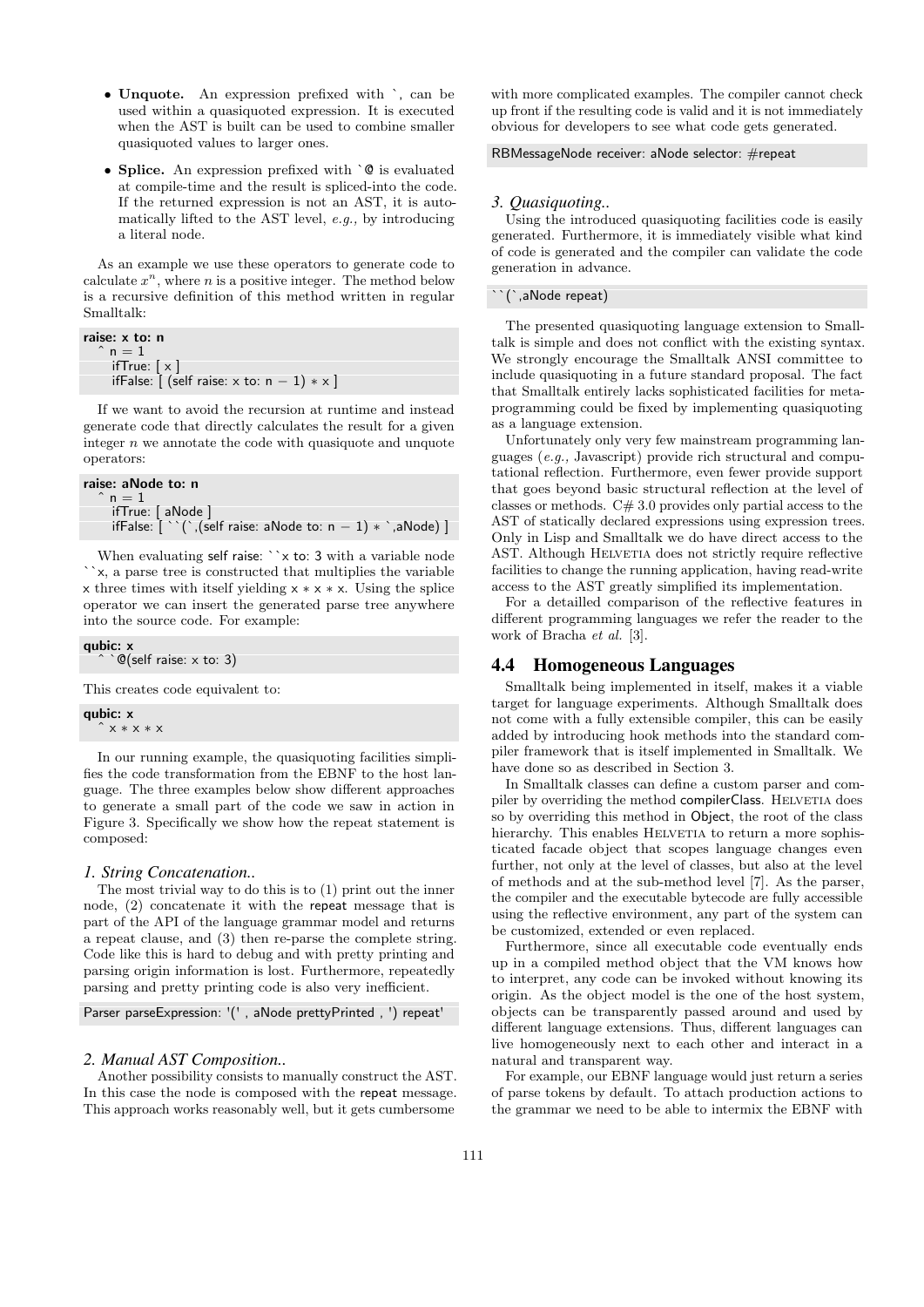- **Unquote.** An expression prefixed with `, can be used within a quasiquoted expression. It is executed when the AST is built can be used to combine smaller quasiquoted values to larger ones.
- **Splice.** An expression prefixed with `@ is evaluated at compile-time and the result is spliced-into the code. If the returned expression is not an AST, it is automatically lifted to the AST level, *e.g.,* by introducing a literal node.

As an example we use these operators to generate code to calculate $x^n$, where $n$ is a positive integer. The method below is a recursive definition of this method written in regular Smalltalk:

```
raise: x to: n
  ^ n = 1
    ifTrue: [ x ]
    ifFalse: [ (self raise: x to: n − 1) ∗ x ]
```

If we want to avoid the recursion at runtime and instead generate code that directly calculates the result for a given integer $n$ we annotate the code with quasiquote and unquote operators:

```
raise: aNode to: n
  ^ n = 1
    ifTrue: [ aNode ]
    ifFalse: [ ``(`,(self raise: aNode to: n − 1) ∗ `,aNode) ]
```

When evaluating self raise: ``x to: 3 with a variable node ``x, a parse tree is constructed that multiplies the variable x three times with itself yielding x ∗ x ∗ x. Using the splice operator we can insert the generated parse tree anywhere into the source code. For example:

```
qubic: x
  ^ `@(self raise: x to: 3)
```

This creates code equivalent to:

```
qubic: x
  ^ x ∗ x ∗ x
```

In our running example, the quasiquoting facilities simplifies the code transformation from the EBNF to the host language. The three examples below show different approaches to generate a small part of the code we saw in action in Figure 3. Specifically we show how the repeat statement is composed:

### *1. String Concatenation..*

The most trivial way to do this is to (1) print out the inner node, (2) concatenate it with the repeat message that is part of the API of the language grammar model and returns a repeat clause, and (3) then re-parse the complete string. Code like this is hard to debug and with pretty printing and parsing origin information is lost. Furthermore, repeatedly parsing and pretty printing code is also very inefficient.

```
Parser parseExpression: '(' , aNode prettyPrinted , ') repeat'
```

### *2. Manual AST Composition..*

Another possibility consists to manually construct the AST. In this case the node is composed with the repeat message. This approach works reasonably well, but it gets cumbersome with more complicated examples. The compiler cannot check up front if the resulting code is valid and it is not immediately obvious for developers to see what code gets generated.

```
RBMessageNode receiver: aNode selector: #repeat
```

### *3. Quasiquoting..*

Using the introduced quasiquoting facilities code is easily generated. Furthermore, it is immediately visible what kind of code is generated and the compiler can validate the code generation in advance.

```
``(`,aNode repeat)
```

The presented quasiquoting language extension to Smalltalk is simple and does not conflict with the existing syntax. We strongly encourage the Smalltalk ANSI committee to include quasiquoting in a future standard proposal. The fact that Smalltalk entirely lacks sophisticated facilities for metaprogramming could be fixed by implementing quasiquoting as a language extension.

Unfortunately only very few mainstream programming languages (*e.g.,* Javascript) provide rich structural and computational reflection. Furthermore, even fewer provide support that goes beyond basic structural reflection at the level of classes or methods. C# 3.0 provides only partial access to the AST of statically declared expressions using expression trees. Only in Lisp and Smalltalk we do have direct access to the AST. Although Helvetia does not strictly require reflective facilities to change the running application, having read-write access to the AST greatly simplified its implementation.

For a detailled comparison of the reflective features in different programming languages we refer the reader to the work of Bracha *et al.* [3].

## 4.4 Homogeneous Languages

Smalltalk being implemented in itself, makes it a viable target for language experiments. Although Smalltalk does not come with a fully extensible compiler, this can be easily added by introducing hook methods into the standard compiler framework that is itself implemented in Smalltalk. We have done so as described in Section 3.

In Smalltalk classes can define a custom parser and compiler by overriding the method compilerClass. Helvetia does so by overriding this method in Object, the root of the class hierarchy. This enables Helvetia to return a more sophisticated facade object that scopes language changes even further, not only at the level of classes, but also at the level of methods and at the sub-method level [7]. As the parser, the compiler and the executable bytecode are fully accessible using the reflective environment, any part of the system can be customized, extended or even replaced.

Furthermore, since all executable code eventually ends up in a compiled method object that the VM knows how to interpret, any code can be invoked without knowing its origin. As the object model is the one of the host system, objects can be transparently passed around and used by different language extensions. Thus, different languages can live homogeneously next to each other and interact in a natural and transparent way.

For example, our EBNF language would just return a series of parse tokens by default. To attach production actions to the grammar we need to be able to intermix the EBNF with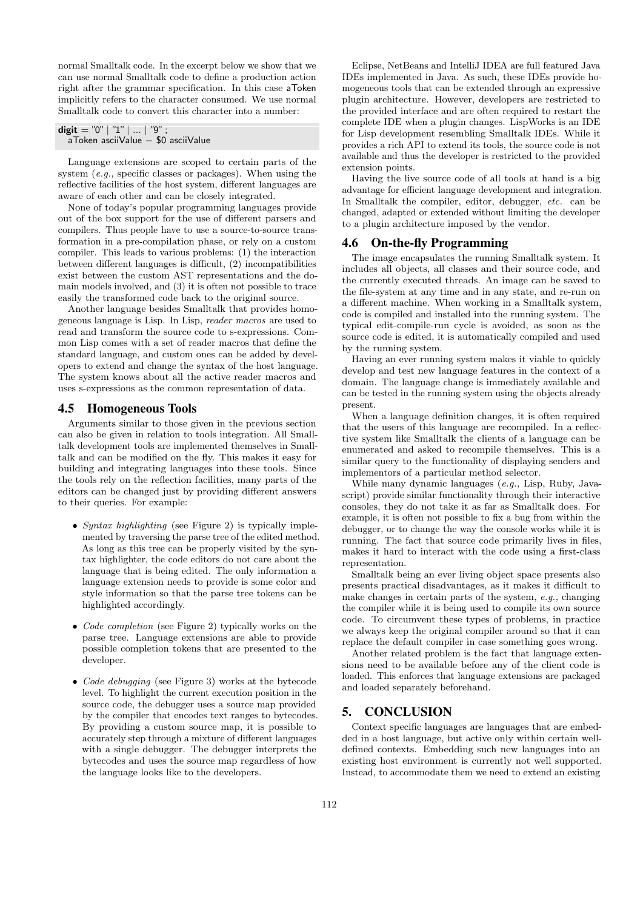normal Smalltalk code. In the excerpt below we show that we can use normal Smalltalk code to define a production action right after the grammar specification. In this case aToken implicitly refers to the character consumed. We use normal Smalltalk code to convert this character into a number:

```
digit = "0" | "1" | ... | "9" ;
  aToken asciiValue − $0 asciiValue
```

Language extensions are scoped to certain parts of the system (*e.g.,* specific classes or packages). When using the reflective facilities of the host system, different languages are aware of each other and can be closely integrated.

None of today's popular programming languages provide out of the box support for the use of different parsers and compilers. Thus people have to use a source-to-source transformation in a pre-compilation phase, or rely on a custom compiler. This leads to various problems: (1) the interaction between different languages is difficult, (2) incompatibilities exist between the custom AST representations and the domain models involved, and (3) it is often not possible to trace easily the transformed code back to the original source.

Another language besides Smalltalk that provides homogeneous language is Lisp. In Lisp, *reader macros* are used to read and transform the source code to s-expressions. Common Lisp comes with a set of reader macros that define the standard language, and custom ones can be added by developers to extend and change the syntax of the host language. The system knows about all the active reader macros and uses s-expressions as the common representation of data.

## 4.5 Homogeneous Tools

Arguments similar to those given in the previous section can also be given in relation to tools integration. All Smalltalk development tools are implemented themselves in Smalltalk and can be modified on the fly. This makes it easy for building and integrating languages into these tools. Since the tools rely on the reflection facilities, many parts of the editors can be changed just by providing different answers to their queries. For example:

- *Syntax highlighting* (see Figure 2) is typically implemented by traversing the parse tree of the edited method. As long as this tree can be properly visited by the syntax highlighter, the code editors do not care about the language that is being edited. The only information a language extension needs to provide is some color and style information so that the parse tree tokens can be highlighted accordingly.
- *Code completion* (see Figure 2) typically works on the parse tree. Language extensions are able to provide possible completion tokens that are presented to the developer.
- *Code debugging* (see Figure 3) works at the bytecode level. To highlight the current execution position in the source code, the debugger uses a source map provided by the compiler that encodes text ranges to bytecodes. By providing a custom source map, it is possible to accurately step through a mixture of different languages with a single debugger. The debugger interprets the bytecodes and uses the source map regardless of how the language looks like to the developers.

Eclipse, NetBeans and IntelliJ IDEA are full featured Java IDEs implemented in Java. As such, these IDEs provide homogeneous tools that can be extended through an expressive plugin architecture. However, developers are restricted to the provided interface and are often required to restart the complete IDE when a plugin changes. LispWorks is an IDE for Lisp development resembling Smalltalk IDEs. While it provides a rich API to extend its tools, the source code is not available and thus the developer is restricted to the provided extension points.

Having the live source code of all tools at hand is a big advantage for efficient language development and integration. In Smalltalk the compiler, editor, debugger, *etc.* can be changed, adapted or extended without limiting the developer to a plugin architecture imposed by the vendor.

## 4.6 On-the-fly Programming

The image encapsulates the running Smalltalk system. It includes all objects, all classes and their source code, and the currently executed threads. An image can be saved to the file-system at any time and in any state, and re-run on a different machine. When working in a Smalltalk system, code is compiled and installed into the running system. The typical edit-compile-run cycle is avoided, as soon as the source code is edited, it is automatically compiled and used by the running system.

Having an ever running system makes it viable to quickly develop and test new language features in the context of a domain. The language change is immediately available and can be tested in the running system using the objects already present.

When a language definition changes, it is often required that the users of this language are recompiled. In a reflective system like Smalltalk the clients of a language can be enumerated and asked to recompile themselves. This is a similar query to the functionality of displaying senders and implementors of a particular method selector.

While many dynamic languages (*e.g.,* Lisp, Ruby, Javascript) provide similar functionality through their interactive consoles, they do not take it as far as Smalltalk does. For example, it is often not possible to fix a bug from within the debugger, or to change the way the console works while it is running. The fact that source code primarily lives in files, makes it hard to interact with the code using a first-class representation.

Smalltalk being an ever living object space presents also presents practical disadvantages, as it makes it difficult to make changes in certain parts of the system, *e.g.,* changing the compiler while it is being used to compile its own source code. To circumvent these types of problems, in practice we always keep the original compiler around so that it can replace the default compiler in case something goes wrong.

Another related problem is the fact that language extensions need to be available before any of the client code is loaded. This enforces that language extensions are packaged and loaded separately beforehand.

# 5. CONCLUSION

Context specific languages are languages that are embedded in a host language, but active only within certain well-defined contexts. Embedding such new languages into an existing host environment is currently not well supported. Instead, to accommodate them we need to extend an existing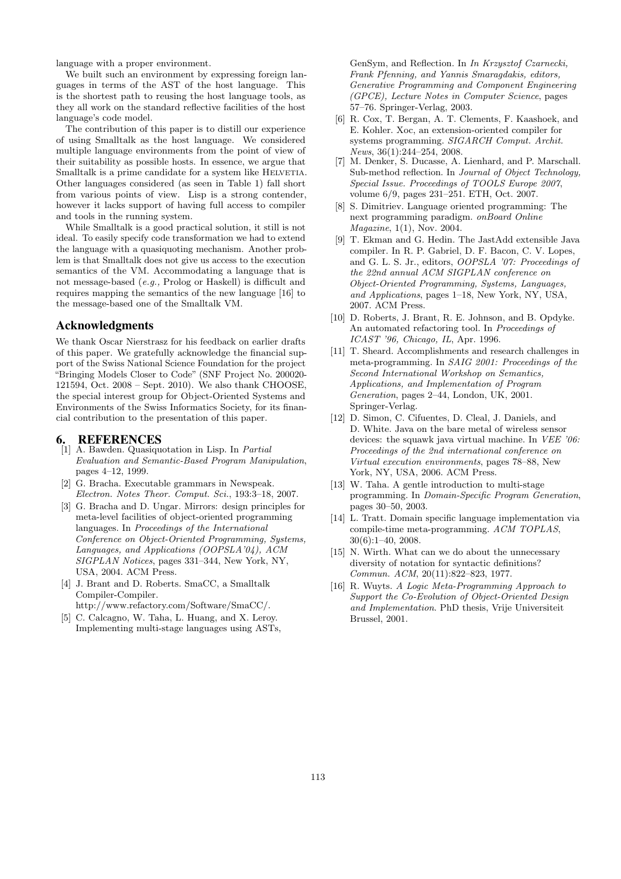language with a proper environment.

We built such an environment by expressing foreign languages in terms of the AST of the host language. This is the shortest path to reusing the host language tools, as they all work on the standard reflective facilities of the host language's code model.

The contribution of this paper is to distill our experience of using Smalltalk as the host language. We considered multiple language environments from the point of view of their suitability as possible hosts. In essence, we argue that Smalltalk is a prime candidate for a system like HELVETIA. Other languages considered (as seen in Table 1) fall short from various points of view. Lisp is a strong contender, however it lacks support of having full access to compiler and tools in the running system.

While Smalltalk is a good practical solution, it still is not ideal. To easily specify code transformation we had to extend the language with a quasiquoting mechanism. Another problem is that Smalltalk does not give us access to the execution semantics of the VM. Accommodating a language that is not message-based (*e.g.,* Prolog or Haskell) is difficult and requires mapping the semantics of the new language [16] to the message-based one of the Smalltalk VM.

## Acknowledgments

We thank Oscar Nierstrasz for his feedback on earlier drafts of this paper. We gratefully acknowledge the financial support of the Swiss National Science Foundation for the project "Bringing Models Closer to Code" (SNF Project No. 200020-121594, Oct. 2008 – Sept. 2010). We also thank CHOOSE, the special interest group for Object-Oriented Systems and Environments of the Swiss Informatics Society, for its financial contribution to the presentation of this paper.

## 6. REFERENCES

[1] A. Bawden. Quasiquotation in Lisp. In *Partial Evaluation and Semantic-Based Program Manipulation*, pages 4–12, 1999.

[2] G. Bracha. Executable grammars in Newspeak. *Electron. Notes Theor. Comput. Sci.*, 193:3–18, 2007.

[3] G. Bracha and D. Ungar. Mirrors: design principles for meta-level facilities of object-oriented programming languages. In *Proceedings of the International Conference on Object-Oriented Programming, Systems, Languages, and Applications (OOPSLA'04), ACM SIGPLAN Notices*, pages 331–344, New York, NY, USA, 2004. ACM Press.

[4] J. Brant and D. Roberts. SmaCC, a Smalltalk Compiler-Compiler. http://www.refactory.com/Software/SmaCC/.

[5] C. Calcagno, W. Taha, L. Huang, and X. Leroy. Implementing multi-stage languages using ASTs, GenSym, and Reflection. In *In Krzysztof Czarnecki, Frank Pfenning, and Yannis Smaragdakis, editors, Generative Programming and Component Engineering (GPCE), Lecture Notes in Computer Science*, pages 57–76. Springer-Verlag, 2003.

[6] R. Cox, T. Bergan, A. T. Clements, F. Kaashoek, and E. Kohler. Xoc, an extension-oriented compiler for systems programming. *SIGARCH Comput. Archit. News*, 36(1):244–254, 2008.

[7] M. Denker, S. Ducasse, A. Lienhard, and P. Marschall. Sub-method reflection. In *Journal of Object Technology, Special Issue. Proceedings of TOOLS Europe 2007*, volume 6/9, pages 231–251. ETH, Oct. 2007.

[8] S. Dimitriev. Language oriented programming: The next programming paradigm. *onBoard Online Magazine*, 1(1), Nov. 2004.

[9] T. Ekman and G. Hedin. The JastAdd extensible Java compiler. In R. P. Gabriel, D. F. Bacon, C. V. Lopes, and G. L. S. Jr., editors, *OOPSLA '07: Proceedings of the 22nd annual ACM SIGPLAN conference on Object-Oriented Programming, Systems, Languages, and Applications*, pages 1–18, New York, NY, USA, 2007. ACM Press.

[10] D. Roberts, J. Brant, R. E. Johnson, and B. Opdyke. An automated refactoring tool. In *Proceedings of ICAST '96, Chicago, IL*, Apr. 1996.

[11] T. Sheard. Accomplishments and research challenges in meta-programming. In *SAIG 2001: Proceedings of the Second International Workshop on Semantics, Applications, and Implementation of Program Generation*, pages 2–44, London, UK, 2001. Springer-Verlag.

[12] D. Simon, C. Cifuentes, D. Cleal, J. Daniels, and D. White. Java on the bare metal of wireless sensor devices: the squawk java virtual machine. In *VEE '06: Proceedings of the 2nd international conference on Virtual execution environments*, pages 78–88, New York, NY, USA, 2006. ACM Press.

[13] W. Taha. A gentle introduction to multi-stage programming. In *Domain-Specific Program Generation*, pages 30–50, 2003.

[14] L. Tratt. Domain specific language implementation via compile-time meta-programming. *ACM TOPLAS*, 30(6):1–40, 2008.

[15] N. Wirth. What can we do about the unnecessary diversity of notation for syntactic definitions? *Commun. ACM*, 20(11):822–823, 1977.

[16] R. Wuyts. *A Logic Meta-Programming Approach to Support the Co-Evolution of Object-Oriented Design and Implementation*. PhD thesis, Vrije Universiteit Brussel, 2001.